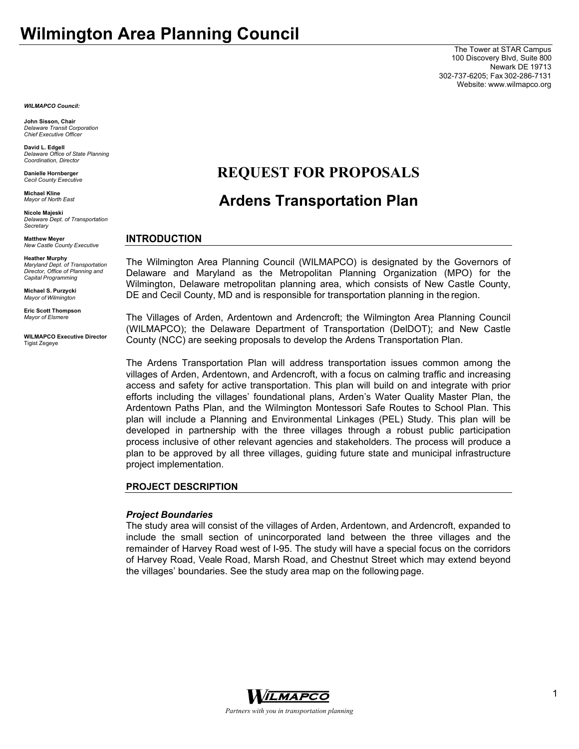# Wilmington Area Planning Council

The Tower at STAR Campus
100 Discovery Blvd, Suite 800
Newark DE 19713
302-737-6205; Fax 302-286-7131
Website: www.wilmapco.org

***WILMAPCO Council:***

**John Sisson, Chair**
*Delaware Transit Corporation Chief Executive Officer*

**David L. Edgell**
*Delaware Office of State Planning Coordination, Director*

**Danielle Hornberger**
*Cecil County Executive*

**Michael Kline**
*Mayor of North East*

**Nicole Majeski**
*Delaware Dept. of Transportation Secretary*

**Matthew Meyer**
*New Castle County Executive*

**Heather Murphy**
*Maryland Dept. of Transportation Director, Office of Planning and Capital Programming*

**Michael S. Purzycki**
*Mayor of Wilmington*

**Eric Scott Thompson**
*Mayor of Elsmere*

**WILMAPCO Executive Director**
Tigist Zegeye

## REQUEST FOR PROPOSALS

## Ardens Transportation Plan

### INTRODUCTION

The Wilmington Area Planning Council (WILMAPCO) is designated by the Governors of Delaware and Maryland as the Metropolitan Planning Organization (MPO) for the Wilmington, Delaware metropolitan planning area, which consists of New Castle County, DE and Cecil County, MD and is responsible for transportation planning in the region.

The Villages of Arden, Ardentown and Ardencroft; the Wilmington Area Planning Council (WILMAPCO); the Delaware Department of Transportation (DelDOT); and New Castle County (NCC) are seeking proposals to develop the Ardens Transportation Plan.

The Ardens Transportation Plan will address transportation issues common among the villages of Arden, Ardentown, and Ardencroft, with a focus on calming traffic and increasing access and safety for active transportation. This plan will build on and integrate with prior efforts including the villages' foundational plans, Arden's Water Quality Master Plan, the Ardentown Paths Plan, and the Wilmington Montessori Safe Routes to School Plan. This plan will include a Planning and Environmental Linkages (PEL) Study. This plan will be developed in partnership with the three villages through a robust public participation process inclusive of other relevant agencies and stakeholders. The process will produce a plan to be approved by all three villages, guiding future state and municipal infrastructure project implementation.

### PROJECT DESCRIPTION

***Project Boundaries***

The study area will consist of the villages of Arden, Ardentown, and Ardencroft, expanded to include the small section of unincorporated land between the three villages and the remainder of Harvey Road west of I-95. The study will have a special focus on the corridors of Harvey Road, Veale Road, Marsh Road, and Chestnut Street which may extend beyond the villages' boundaries. See the study area map on the following page.

WILMAPCO

*Partners with you in transportation planning*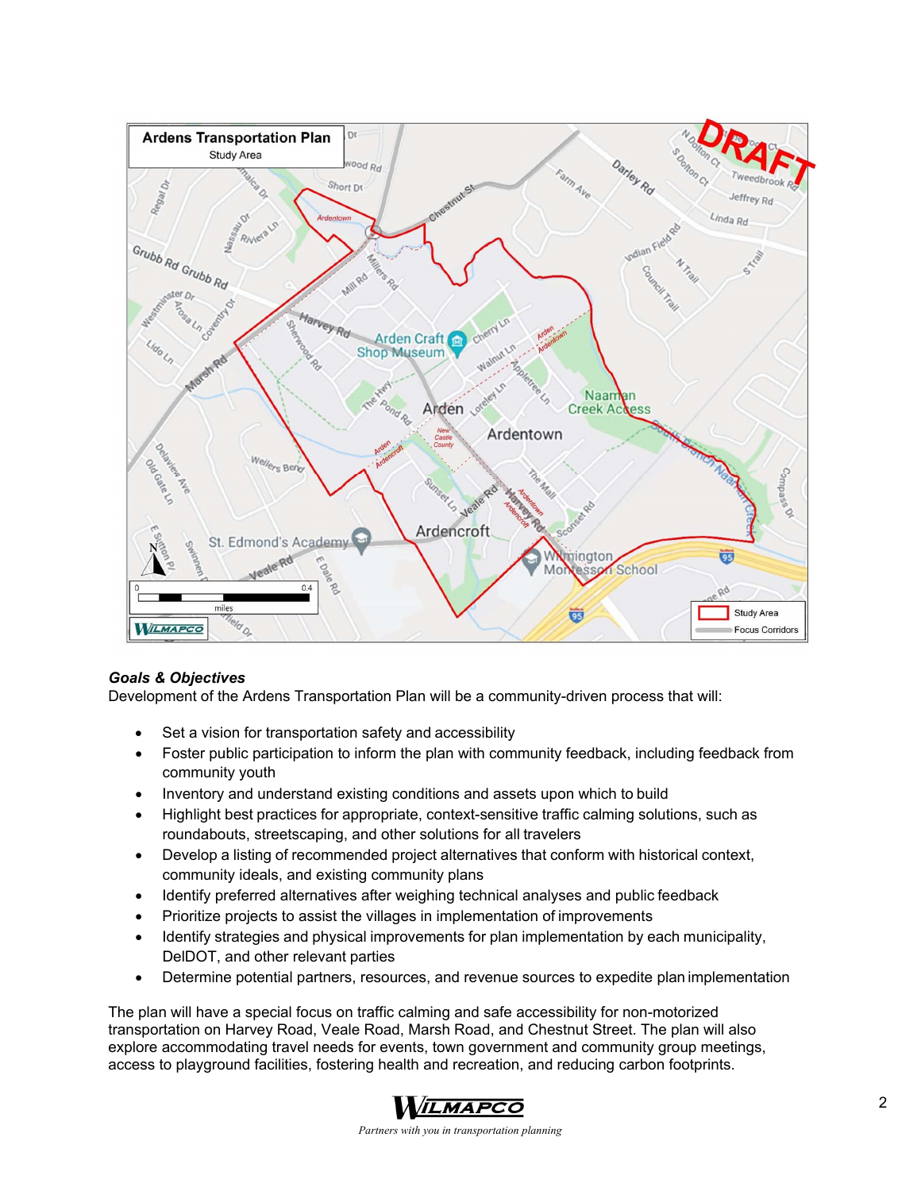## Goals & Objectives

Development of the Ardens Transportation Plan will be a community-driven process that will:

- Set a vision for transportation safety and accessibility
- Foster public participation to inform the plan with community feedback, including feedback from community youth
- Inventory and understand existing conditions and assets upon which to build
- Highlight best practices for appropriate, context-sensitive traffic calming solutions, such as roundabouts, streetscaping, and other solutions for all travelers
- Develop a listing of recommended project alternatives that conform with historical context, community ideals, and existing community plans
- Identify preferred alternatives after weighing technical analyses and public feedback
- Prioritize projects to assist the villages in implementation of improvements
- Identify strategies and physical improvements for plan implementation by each municipality, DelDOT, and other relevant parties
- Determine potential partners, resources, and revenue sources to expedite plan implementation

The plan will have a special focus on traffic calming and safe accessibility for non-motorized transportation on Harvey Road, Veale Road, Marsh Road, and Chestnut Street. The plan will also explore accommodating travel needs for events, town government and community group meetings, access to playground facilities, fostering health and recreation, and reducing carbon footprints.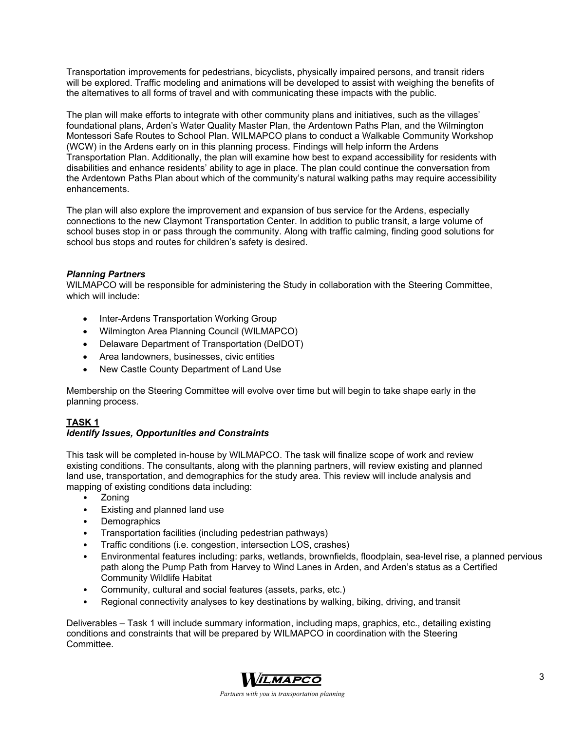Transportation improvements for pedestrians, bicyclists, physically impaired persons, and transit riders will be explored. Traffic modeling and animations will be developed to assist with weighing the benefits of the alternatives to all forms of travel and with communicating these impacts with the public.

The plan will make efforts to integrate with other community plans and initiatives, such as the villages' foundational plans, Arden's Water Quality Master Plan, the Ardentown Paths Plan, and the Wilmington Montessori Safe Routes to School Plan. WILMAPCO plans to conduct a Walkable Community Workshop (WCW) in the Ardens early on in this planning process. Findings will help inform the Ardens Transportation Plan. Additionally, the plan will examine how best to expand accessibility for residents with disabilities and enhance residents' ability to age in place. The plan could continue the conversation from the Ardentown Paths Plan about which of the community's natural walking paths may require accessibility enhancements.

The plan will also explore the improvement and expansion of bus service for the Ardens, especially connections to the new Claymont Transportation Center. In addition to public transit, a large volume of school buses stop in or pass through the community. Along with traffic calming, finding good solutions for school bus stops and routes for children's safety is desired.

***Planning Partners***

WILMAPCO will be responsible for administering the Study in collaboration with the Steering Committee, which will include:

- Inter-Ardens Transportation Working Group
- Wilmington Area Planning Council (WILMAPCO)
- Delaware Department of Transportation (DelDOT)
- Area landowners, businesses, civic entities
- New Castle County Department of Land Use

Membership on the Steering Committee will evolve over time but will begin to take shape early in the planning process.

## TASK 1

***Identify Issues, Opportunities and Constraints***

This task will be completed in-house by WILMAPCO. The task will finalize scope of work and review existing conditions. The consultants, along with the planning partners, will review existing and planned land use, transportation, and demographics for the study area. This review will include analysis and mapping of existing conditions data including:

- Zoning
- Existing and planned land use
- Demographics
- Transportation facilities (including pedestrian pathways)
- Traffic conditions (i.e. congestion, intersection LOS, crashes)
- Environmental features including: parks, wetlands, brownfields, floodplain, sea-level rise, a planned pervious path along the Pump Path from Harvey to Wind Lanes in Arden, and Arden's status as a Certified Community Wildlife Habitat
- Community, cultural and social features (assets, parks, etc.)
- Regional connectivity analyses to key destinations by walking, biking, driving, and transit

Deliverables – Task 1 will include summary information, including maps, graphics, etc., detailing existing conditions and constraints that will be prepared by WILMAPCO in coordination with the Steering Committee.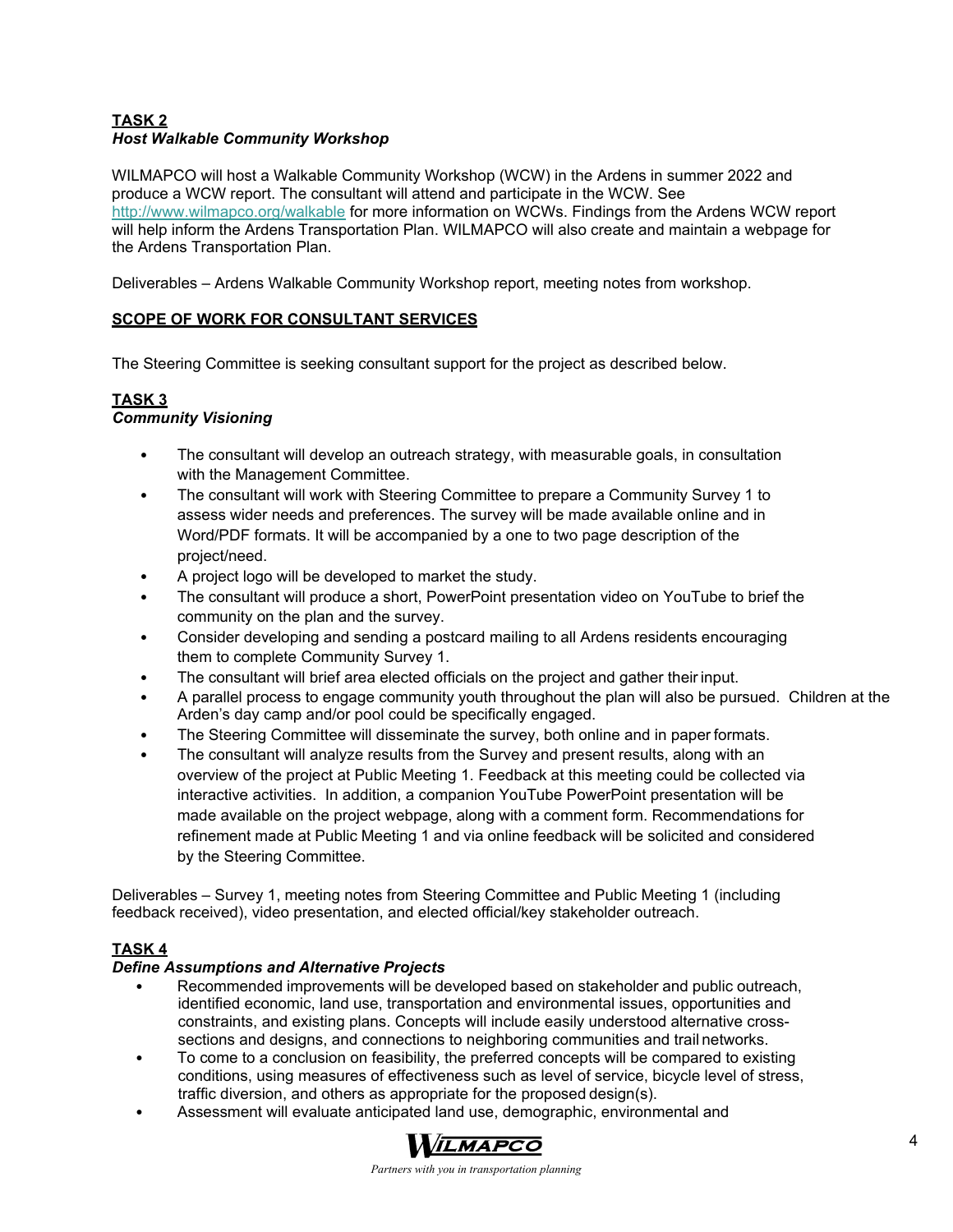**TASK 2**
***Host Walkable Community Workshop***

WILMAPCO will host a Walkable Community Workshop (WCW) in the Ardens in summer 2022 and produce a WCW report. The consultant will attend and participate in the WCW. See http://www.wilmapco.org/walkable for more information on WCWs. Findings from the Ardens WCW report will help inform the Ardens Transportation Plan. WILMAPCO will also create and maintain a webpage for the Ardens Transportation Plan.

Deliverables – Ardens Walkable Community Workshop report, meeting notes from workshop.

**SCOPE OF WORK FOR CONSULTANT SERVICES**

The Steering Committee is seeking consultant support for the project as described below.

**TASK 3**
***Community Visioning***

- The consultant will develop an outreach strategy, with measurable goals, in consultation with the Management Committee.
- The consultant will work with Steering Committee to prepare a Community Survey 1 to assess wider needs and preferences. The survey will be made available online and in Word/PDF formats. It will be accompanied by a one to two page description of the project/need.
- A project logo will be developed to market the study.
- The consultant will produce a short, PowerPoint presentation video on YouTube to brief the community on the plan and the survey.
- Consider developing and sending a postcard mailing to all Ardens residents encouraging them to complete Community Survey 1.
- The consultant will brief area elected officials on the project and gather their input.
- A parallel process to engage community youth throughout the plan will also be pursued. Children at the Arden's day camp and/or pool could be specifically engaged.
- The Steering Committee will disseminate the survey, both online and in paper formats.
- The consultant will analyze results from the Survey and present results, along with an overview of the project at Public Meeting 1. Feedback at this meeting could be collected via interactive activities. In addition, a companion YouTube PowerPoint presentation will be made available on the project webpage, along with a comment form. Recommendations for refinement made at Public Meeting 1 and via online feedback will be solicited and considered by the Steering Committee.

Deliverables – Survey 1, meeting notes from Steering Committee and Public Meeting 1 (including feedback received), video presentation, and elected official/key stakeholder outreach.

**TASK 4**
***Define Assumptions and Alternative Projects***

- Recommended improvements will be developed based on stakeholder and public outreach, identified economic, land use, transportation and environmental issues, opportunities and constraints, and existing plans. Concepts will include easily understood alternative cross-sections and designs, and connections to neighboring communities and trail networks.
- To come to a conclusion on feasibility, the preferred concepts will be compared to existing conditions, using measures of effectiveness such as level of service, bicycle level of stress, traffic diversion, and others as appropriate for the proposed design(s).
- Assessment will evaluate anticipated land use, demographic, environmental and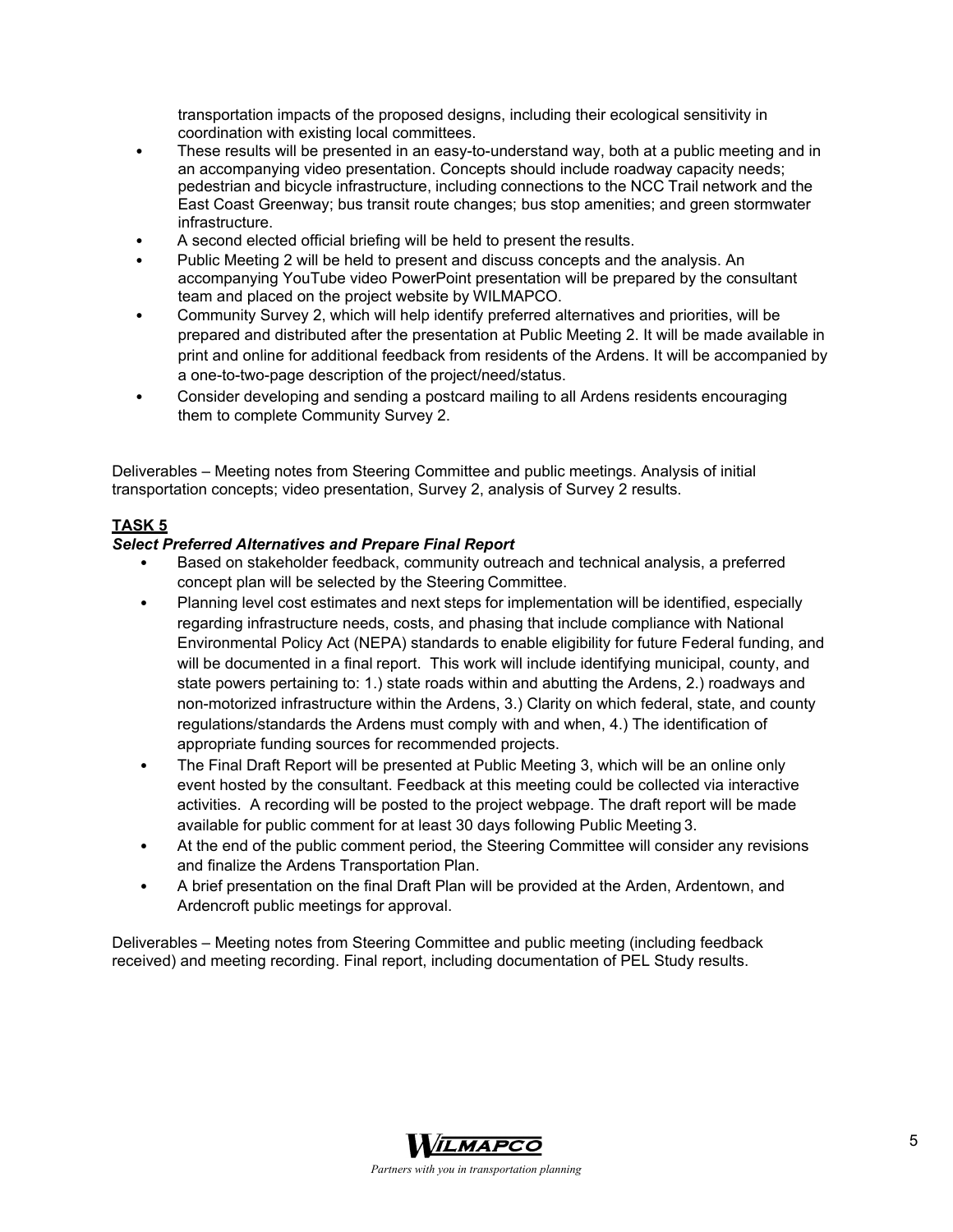transportation impacts of the proposed designs, including their ecological sensitivity in coordination with existing local committees.

- These results will be presented in an easy-to-understand way, both at a public meeting and in an accompanying video presentation. Concepts should include roadway capacity needs; pedestrian and bicycle infrastructure, including connections to the NCC Trail network and the East Coast Greenway; bus transit route changes; bus stop amenities; and green stormwater infrastructure.
- A second elected official briefing will be held to present the results.
- Public Meeting 2 will be held to present and discuss concepts and the analysis. An accompanying YouTube video PowerPoint presentation will be prepared by the consultant team and placed on the project website by WILMAPCO.
- Community Survey 2, which will help identify preferred alternatives and priorities, will be prepared and distributed after the presentation at Public Meeting 2. It will be made available in print and online for additional feedback from residents of the Ardens. It will be accompanied by a one-to-two-page description of the project/need/status.
- Consider developing and sending a postcard mailing to all Ardens residents encouraging them to complete Community Survey 2.

Deliverables – Meeting notes from Steering Committee and public meetings. Analysis of initial transportation concepts; video presentation, Survey 2, analysis of Survey 2 results.

## TASK 5

***Select Preferred Alternatives and Prepare Final Report***

- Based on stakeholder feedback, community outreach and technical analysis, a preferred concept plan will be selected by the Steering Committee.
- Planning level cost estimates and next steps for implementation will be identified, especially regarding infrastructure needs, costs, and phasing that include compliance with National Environmental Policy Act (NEPA) standards to enable eligibility for future Federal funding, and will be documented in a final report. This work will include identifying municipal, county, and state powers pertaining to: 1.) state roads within and abutting the Ardens, 2.) roadways and non-motorized infrastructure within the Ardens, 3.) Clarity on which federal, state, and county regulations/standards the Ardens must comply with and when, 4.) The identification of appropriate funding sources for recommended projects.
- The Final Draft Report will be presented at Public Meeting 3, which will be an online only event hosted by the consultant. Feedback at this meeting could be collected via interactive activities. A recording will be posted to the project webpage. The draft report will be made available for public comment for at least 30 days following Public Meeting 3.
- At the end of the public comment period, the Steering Committee will consider any revisions and finalize the Ardens Transportation Plan.
- A brief presentation on the final Draft Plan will be provided at the Arden, Ardentown, and Ardencroft public meetings for approval.

Deliverables – Meeting notes from Steering Committee and public meeting (including feedback received) and meeting recording. Final report, including documentation of PEL Study results.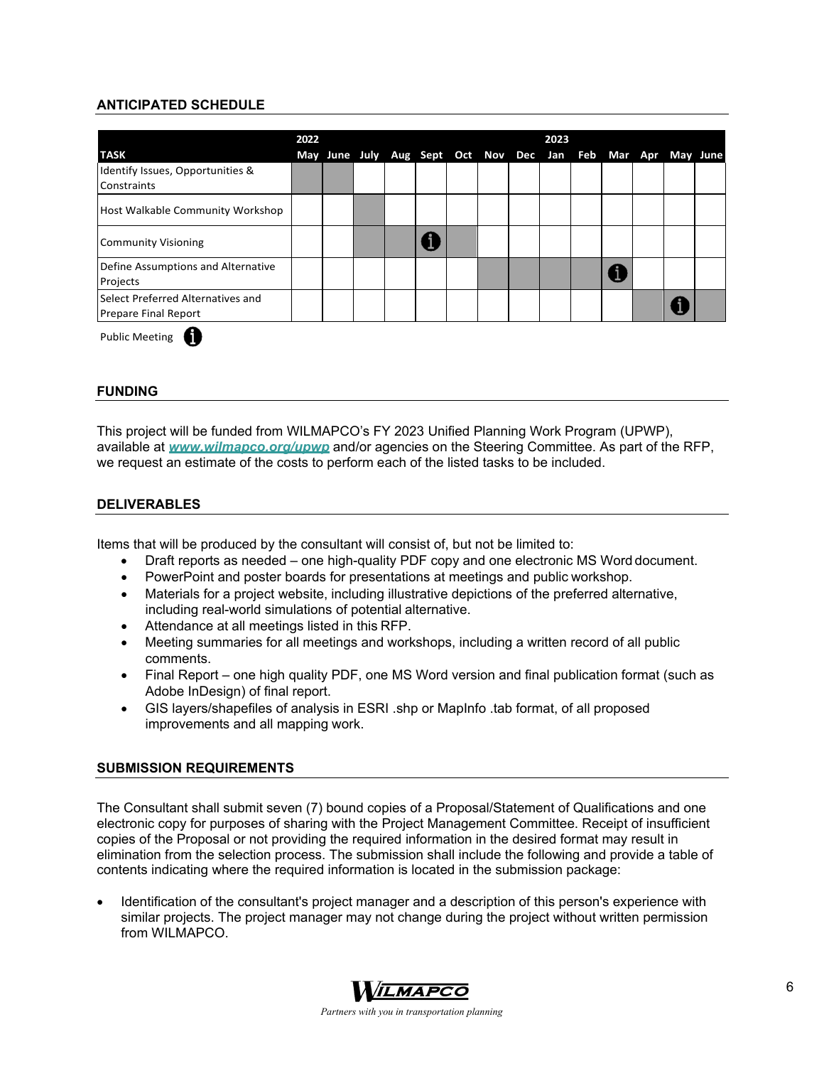## ANTICIPATED SCHEDULE

| TASK | 2022 May | June | July | Aug | Sept | Oct | Nov | Dec | 2023 Jan | Feb | Mar | Apr | May | June |
|---|---|---|---|---|---|---|---|---|---|---|---|---|---|---|
| Identify Issues, Opportunities & Constraints | ■ | ■ | | | | | | | | | | | | |
| Host Walkable Community Workshop | | | ■ | | | | | | | | | | | |
| Community Visioning | | | ■ | ■ | ⓘ | ■ | | | | | | | | |
| Define Assumptions and Alternative Projects | | | | | | | ■ | ■ | ■ | ■ | ⓘ | | | |
| Select Preferred Alternatives and Prepare Final Report | | | | | | | | | | | | ■ | ⓘ | ■ |

Public Meeting ⓘ

## FUNDING

This project will be funded from WILMAPCO's FY 2023 Unified Planning Work Program (UPWP), available at ***www.wilmapco.org/upwp*** and/or agencies on the Steering Committee. As part of the RFP, we request an estimate of the costs to perform each of the listed tasks to be included.

## DELIVERABLES

Items that will be produced by the consultant will consist of, but not be limited to:

- Draft reports as needed – one high-quality PDF copy and one electronic MS Word document.
- PowerPoint and poster boards for presentations at meetings and public workshop.
- Materials for a project website, including illustrative depictions of the preferred alternative, including real-world simulations of potential alternative.
- Attendance at all meetings listed in this RFP.
- Meeting summaries for all meetings and workshops, including a written record of all public comments.
- Final Report – one high quality PDF, one MS Word version and final publication format (such as Adobe InDesign) of final report.
- GIS layers/shapefiles of analysis in ESRI .shp or MapInfo .tab format, of all proposed improvements and all mapping work.

## SUBMISSION REQUIREMENTS

The Consultant shall submit seven (7) bound copies of a Proposal/Statement of Qualifications and one electronic copy for purposes of sharing with the Project Management Committee. Receipt of insufficient copies of the Proposal or not providing the required information in the desired format may result in elimination from the selection process. The submission shall include the following and provide a table of contents indicating where the required information is located in the submission package:

- Identification of the consultant's project manager and a description of this person's experience with similar projects. The project manager may not change during the project without written permission from WILMAPCO.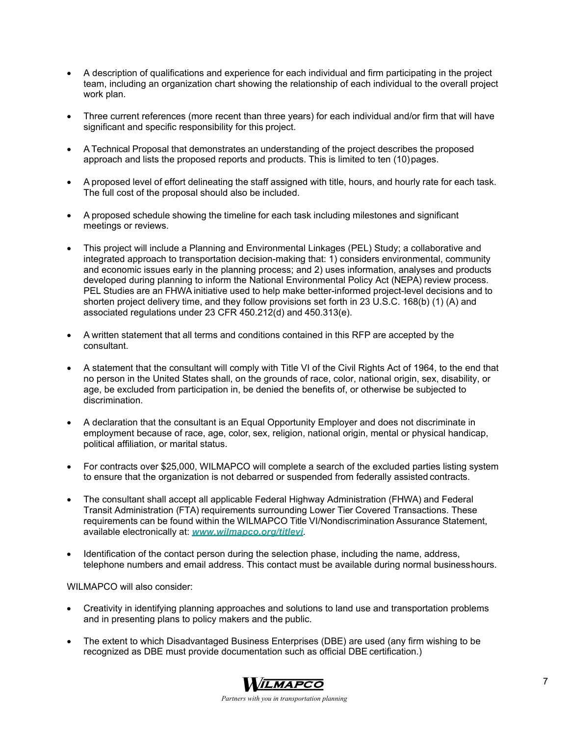- A description of qualifications and experience for each individual and firm participating in the project team, including an organization chart showing the relationship of each individual to the overall project work plan.

- Three current references (more recent than three years) for each individual and/or firm that will have significant and specific responsibility for this project.

- A Technical Proposal that demonstrates an understanding of the project describes the proposed approach and lists the proposed reports and products. This is limited to ten (10) pages.

- A proposed level of effort delineating the staff assigned with title, hours, and hourly rate for each task. The full cost of the proposal should also be included.

- A proposed schedule showing the timeline for each task including milestones and significant meetings or reviews.

- This project will include a Planning and Environmental Linkages (PEL) Study; a collaborative and integrated approach to transportation decision-making that: 1) considers environmental, community and economic issues early in the planning process; and 2) uses information, analyses and products developed during planning to inform the National Environmental Policy Act (NEPA) review process. PEL Studies are an FHWA initiative used to help make better-informed project-level decisions and to shorten project delivery time, and they follow provisions set forth in 23 U.S.C. 168(b) (1) (A) and associated regulations under 23 CFR 450.212(d) and 450.313(e).

- A written statement that all terms and conditions contained in this RFP are accepted by the consultant.

- A statement that the consultant will comply with Title VI of the Civil Rights Act of 1964, to the end that no person in the United States shall, on the grounds of race, color, national origin, sex, disability, or age, be excluded from participation in, be denied the benefits of, or otherwise be subjected to discrimination.

- A declaration that the consultant is an Equal Opportunity Employer and does not discriminate in employment because of race, age, color, sex, religion, national origin, mental or physical handicap, political affiliation, or marital status.

- For contracts over $25,000, WILMAPCO will complete a search of the excluded parties listing system to ensure that the organization is not debarred or suspended from federally assisted contracts.

- The consultant shall accept all applicable Federal Highway Administration (FHWA) and Federal Transit Administration (FTA) requirements surrounding Lower Tier Covered Transactions. These requirements can be found within the WILMAPCO Title VI/Nondiscrimination Assurance Statement, available electronically at: ***www.wilmapco.org/titlevi***.

- Identification of the contact person during the selection phase, including the name, address, telephone numbers and email address. This contact must be available during normal business hours.

WILMAPCO will also consider:

- Creativity in identifying planning approaches and solutions to land use and transportation problems and in presenting plans to policy makers and the public.

- The extent to which Disadvantaged Business Enterprises (DBE) are used (any firm wishing to be recognized as DBE must provide documentation such as official DBE certification.)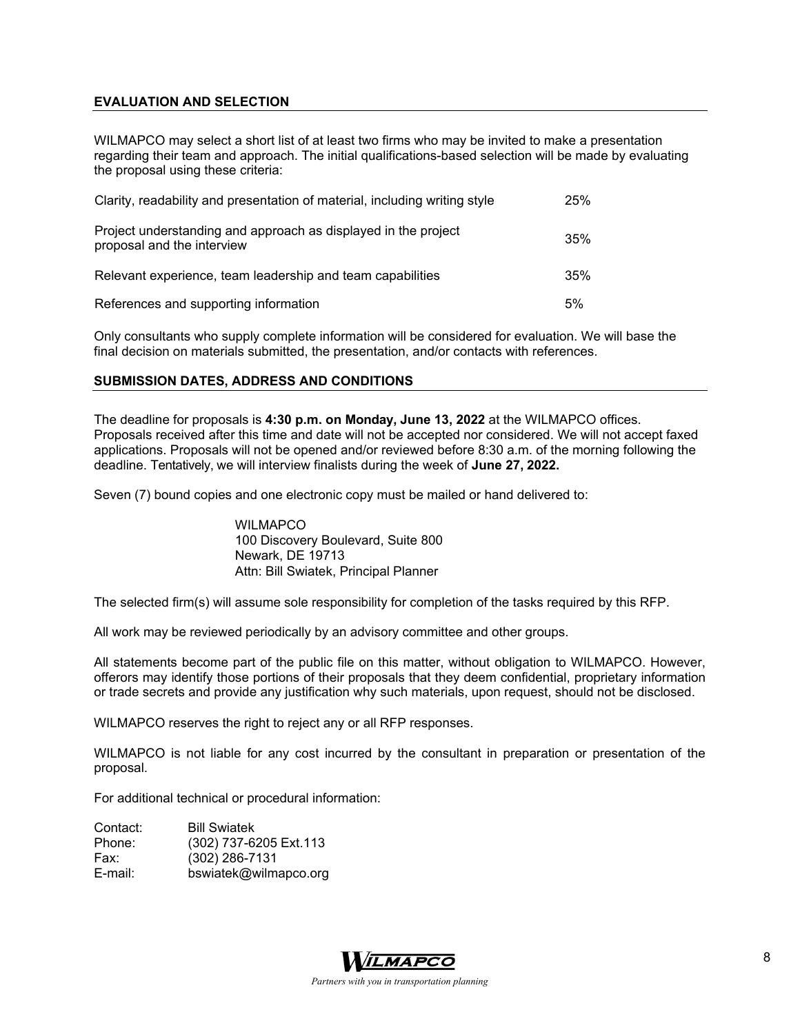## EVALUATION AND SELECTION

WILMAPCO may select a short list of at least two firms who may be invited to make a presentation regarding their team and approach. The initial qualifications-based selection will be made by evaluating the proposal using these criteria:

| | |
|---|---|
| Clarity, readability and presentation of material, including writing style | 25% |
| Project understanding and approach as displayed in the project proposal and the interview | 35% |
| Relevant experience, team leadership and team capabilities | 35% |
| References and supporting information | 5% |

Only consultants who supply complete information will be considered for evaluation. We will base the final decision on materials submitted, the presentation, and/or contacts with references.

## SUBMISSION DATES, ADDRESS AND CONDITIONS

The deadline for proposals is **4:30 p.m. on Monday, June 13, 2022** at the WILMAPCO offices. Proposals received after this time and date will not be accepted nor considered. We will not accept faxed applications. Proposals will not be opened and/or reviewed before 8:30 a.m. of the morning following the deadline. Tentatively, we will interview finalists during the week of **June 27, 2022.**

Seven (7) bound copies and one electronic copy must be mailed or hand delivered to:

WILMAPCO
100 Discovery Boulevard, Suite 800
Newark, DE 19713
Attn: Bill Swiatek, Principal Planner

The selected firm(s) will assume sole responsibility for completion of the tasks required by this RFP.

All work may be reviewed periodically by an advisory committee and other groups.

All statements become part of the public file on this matter, without obligation to WILMAPCO. However, offerors may identify those portions of their proposals that they deem confidential, proprietary information or trade secrets and provide any justification why such materials, upon request, should not be disclosed.

WILMAPCO reserves the right to reject any or all RFP responses.

WILMAPCO is not liable for any cost incurred by the consultant in preparation or presentation of the proposal.

For additional technical or procedural information:

Contact: Bill Swiatek
Phone: (302) 737-6205 Ext.113
Fax: (302) 286-7131
E-mail: bswiatek@wilmapco.org

WILMAPCO
*Partners with you in transportation planning*